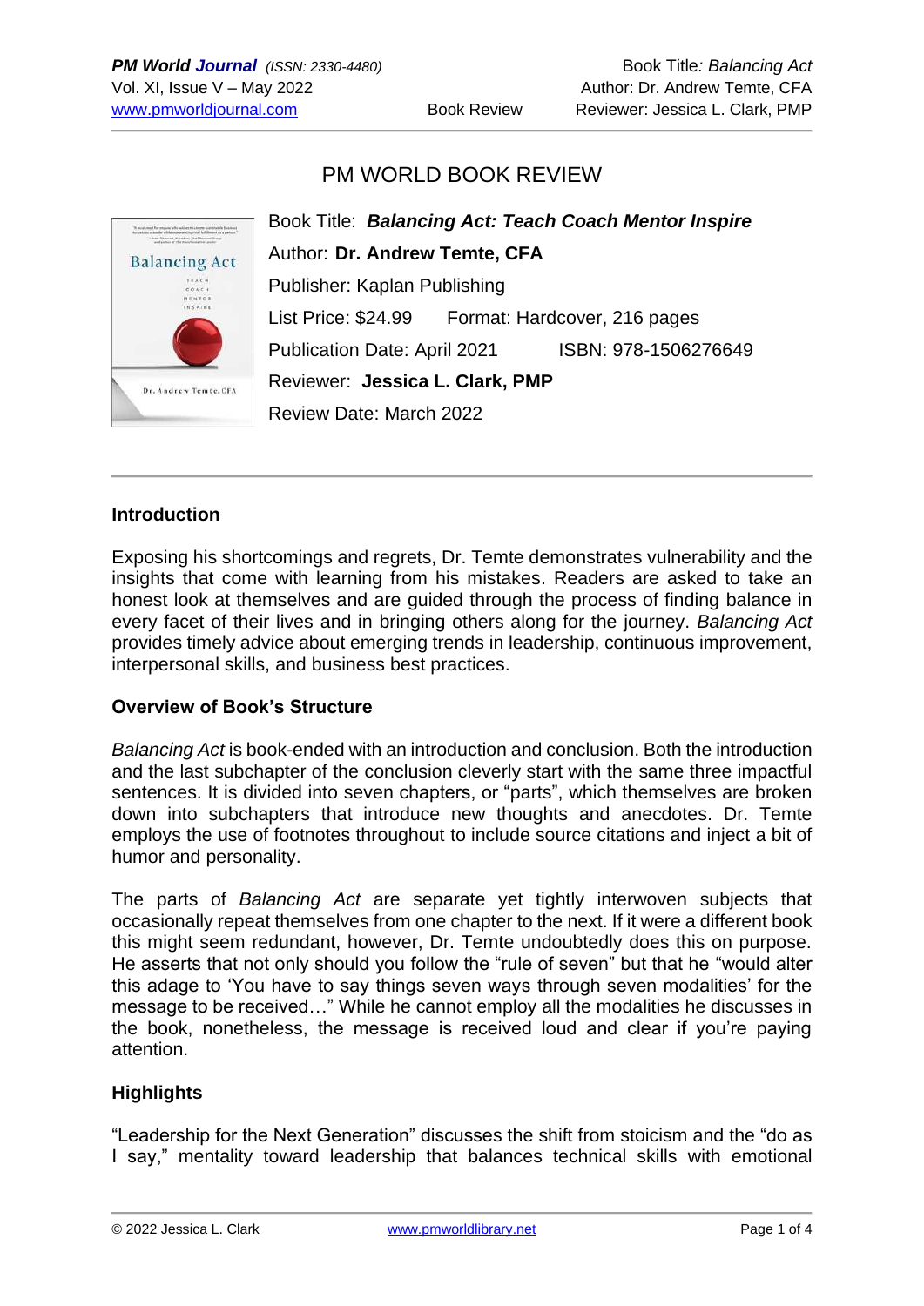# PM WORLD BOOK REVIEW

Book Title: ***Balancing Act: Teach Coach Mentor Inspire***

Author: **Dr. Andrew Temte, CFA**

Publisher: Kaplan Publishing

List Price: $24.99 Format: Hardcover, 216 pages

Publication Date: April 2021 ISBN: 978-1506276649

Reviewer: **Jessica L. Clark, PMP**

Review Date: March 2022

## Introduction

Exposing his shortcomings and regrets, Dr. Temte demonstrates vulnerability and the insights that come with learning from his mistakes. Readers are asked to take an honest look at themselves and are guided through the process of finding balance in every facet of their lives and in bringing others along for the journey. *Balancing Act* provides timely advice about emerging trends in leadership, continuous improvement, interpersonal skills, and business best practices.

## Overview of Book's Structure

*Balancing Act* is book-ended with an introduction and conclusion. Both the introduction and the last subchapter of the conclusion cleverly start with the same three impactful sentences. It is divided into seven chapters, or "parts", which themselves are broken down into subchapters that introduce new thoughts and anecdotes. Dr. Temte employs the use of footnotes throughout to include source citations and inject a bit of humor and personality.

The parts of *Balancing Act* are separate yet tightly interwoven subjects that occasionally repeat themselves from one chapter to the next. If it were a different book this might seem redundant, however, Dr. Temte undoubtedly does this on purpose. He asserts that not only should you follow the "rule of seven" but that he "would alter this adage to 'You have to say things seven ways through seven modalities' for the message to be received…" While he cannot employ all the modalities he discusses in the book, nonetheless, the message is received loud and clear if you're paying attention.

## Highlights

"Leadership for the Next Generation" discusses the shift from stoicism and the "do as I say," mentality toward leadership that balances technical skills with emotional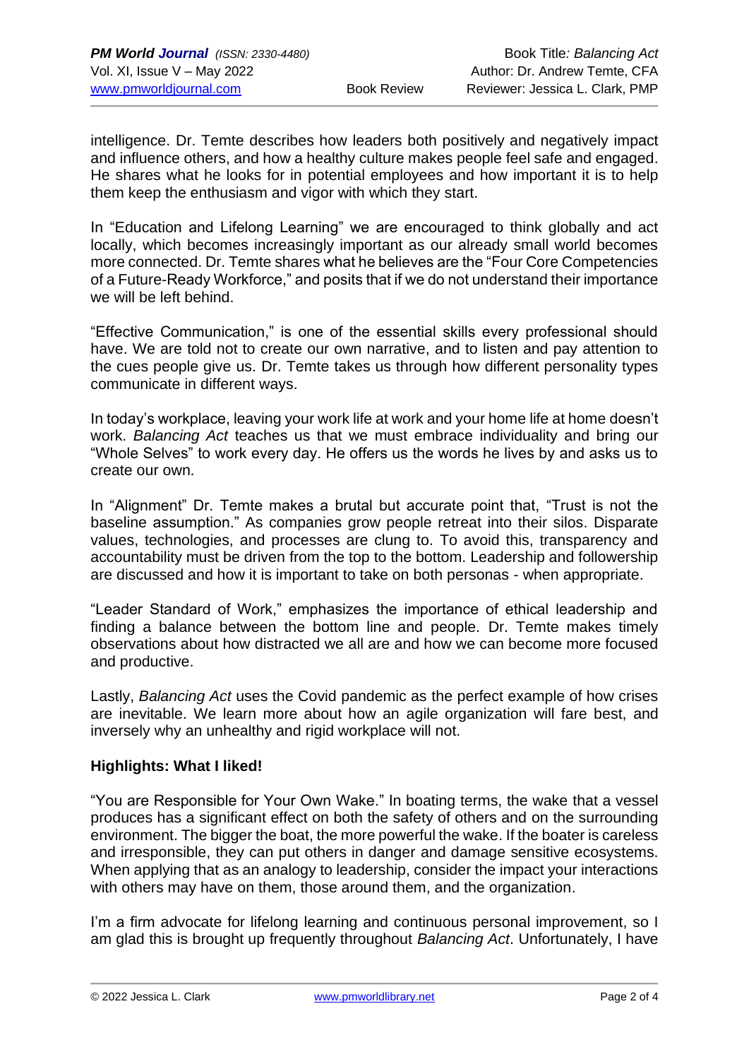intelligence. Dr. Temte describes how leaders both positively and negatively impact and influence others, and how a healthy culture makes people feel safe and engaged. He shares what he looks for in potential employees and how important it is to help them keep the enthusiasm and vigor with which they start.

In "Education and Lifelong Learning" we are encouraged to think globally and act locally, which becomes increasingly important as our already small world becomes more connected. Dr. Temte shares what he believes are the "Four Core Competencies of a Future-Ready Workforce," and posits that if we do not understand their importance we will be left behind.

"Effective Communication," is one of the essential skills every professional should have. We are told not to create our own narrative, and to listen and pay attention to the cues people give us. Dr. Temte takes us through how different personality types communicate in different ways.

In today's workplace, leaving your work life at work and your home life at home doesn't work. *Balancing Act* teaches us that we must embrace individuality and bring our "Whole Selves" to work every day. He offers us the words he lives by and asks us to create our own.

In "Alignment" Dr. Temte makes a brutal but accurate point that, "Trust is not the baseline assumption." As companies grow people retreat into their silos. Disparate values, technologies, and processes are clung to. To avoid this, transparency and accountability must be driven from the top to the bottom. Leadership and followership are discussed and how it is important to take on both personas - when appropriate.

"Leader Standard of Work," emphasizes the importance of ethical leadership and finding a balance between the bottom line and people. Dr. Temte makes timely observations about how distracted we all are and how we can become more focused and productive.

Lastly, *Balancing Act* uses the Covid pandemic as the perfect example of how crises are inevitable. We learn more about how an agile organization will fare best, and inversely why an unhealthy and rigid workplace will not.

**Highlights: What I liked!**

"You are Responsible for Your Own Wake." In boating terms, the wake that a vessel produces has a significant effect on both the safety of others and on the surrounding environment. The bigger the boat, the more powerful the wake. If the boater is careless and irresponsible, they can put others in danger and damage sensitive ecosystems. When applying that as an analogy to leadership, consider the impact your interactions with others may have on them, those around them, and the organization.

I'm a firm advocate for lifelong learning and continuous personal improvement, so I am glad this is brought up frequently throughout *Balancing Act*. Unfortunately, I have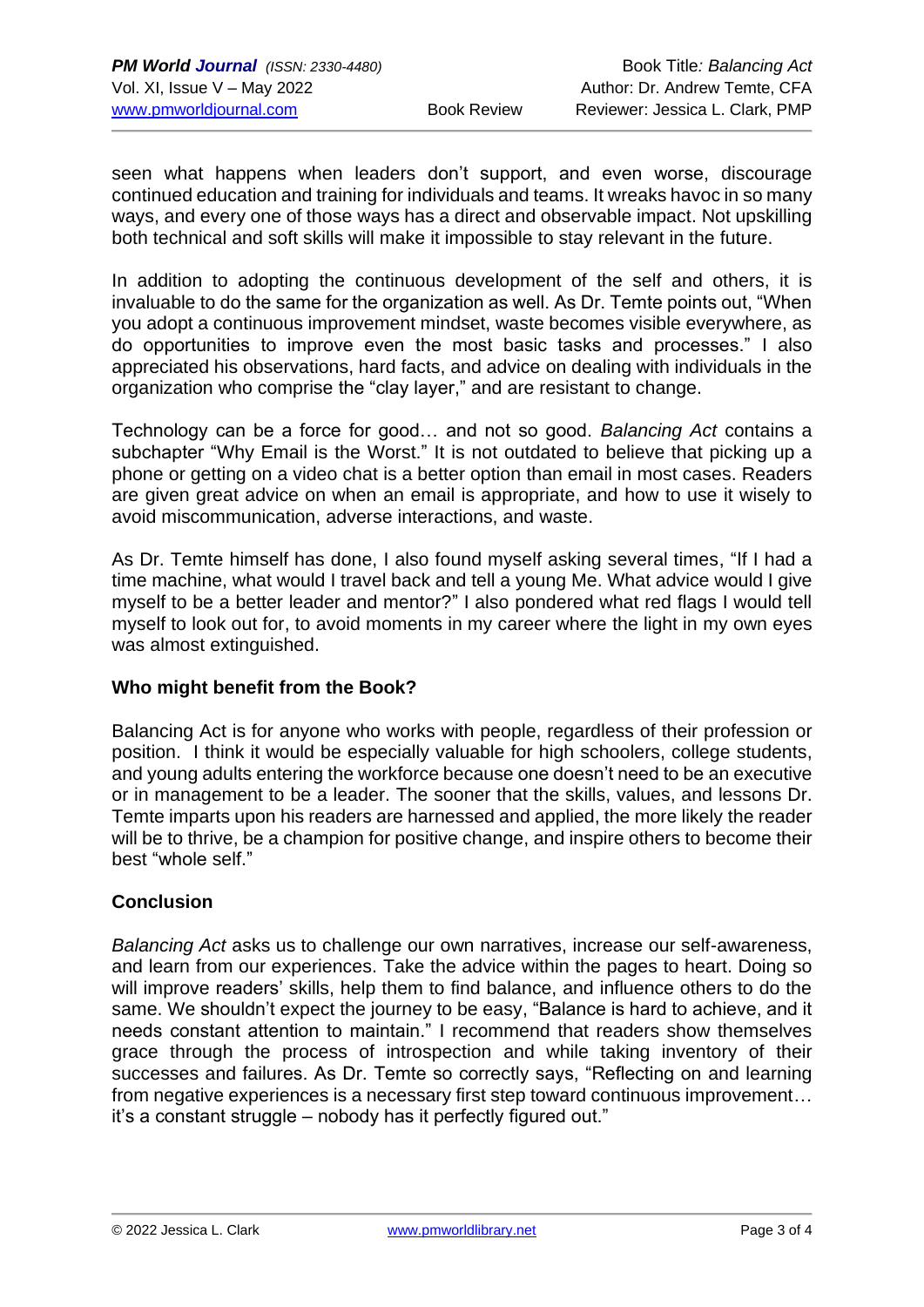seen what happens when leaders don't support, and even worse, discourage continued education and training for individuals and teams. It wreaks havoc in so many ways, and every one of those ways has a direct and observable impact. Not upskilling both technical and soft skills will make it impossible to stay relevant in the future.

In addition to adopting the continuous development of the self and others, it is invaluable to do the same for the organization as well. As Dr. Temte points out, "When you adopt a continuous improvement mindset, waste becomes visible everywhere, as do opportunities to improve even the most basic tasks and processes." I also appreciated his observations, hard facts, and advice on dealing with individuals in the organization who comprise the "clay layer," and are resistant to change.

Technology can be a force for good… and not so good. *Balancing Act* contains a subchapter "Why Email is the Worst." It is not outdated to believe that picking up a phone or getting on a video chat is a better option than email in most cases. Readers are given great advice on when an email is appropriate, and how to use it wisely to avoid miscommunication, adverse interactions, and waste.

As Dr. Temte himself has done, I also found myself asking several times, "If I had a time machine, what would I travel back and tell a young Me. What advice would I give myself to be a better leader and mentor?" I also pondered what red flags I would tell myself to look out for, to avoid moments in my career where the light in my own eyes was almost extinguished.

**Who might benefit from the Book?**

Balancing Act is for anyone who works with people, regardless of their profession or position. I think it would be especially valuable for high schoolers, college students, and young adults entering the workforce because one doesn't need to be an executive or in management to be a leader. The sooner that the skills, values, and lessons Dr. Temte imparts upon his readers are harnessed and applied, the more likely the reader will be to thrive, be a champion for positive change, and inspire others to become their best "whole self."

**Conclusion**

*Balancing Act* asks us to challenge our own narratives, increase our self-awareness, and learn from our experiences. Take the advice within the pages to heart. Doing so will improve readers' skills, help them to find balance, and influence others to do the same. We shouldn't expect the journey to be easy, "Balance is hard to achieve, and it needs constant attention to maintain." I recommend that readers show themselves grace through the process of introspection and while taking inventory of their successes and failures. As Dr. Temte so correctly says, "Reflecting on and learning from negative experiences is a necessary first step toward continuous improvement… it's a constant struggle – nobody has it perfectly figured out."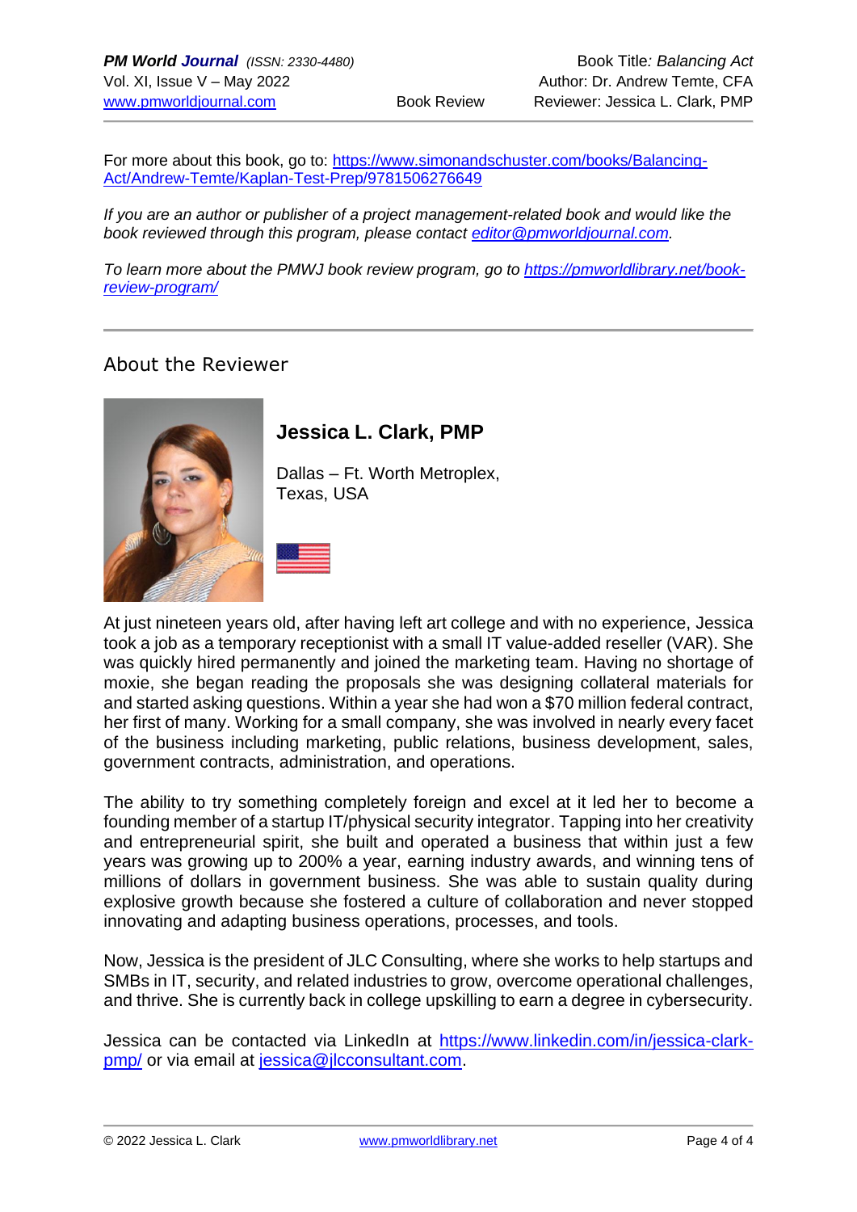For more about this book, go to: https://www.simonandschuster.com/books/Balancing-Act/Andrew-Temte/Kaplan-Test-Prep/9781506276649

*If you are an author or publisher of a project management-related book and would like the book reviewed through this program, please contact editor@pmworldjournal.com.*

*To learn more about the PMWJ book review program, go to https://pmworldlibrary.net/book-review-program/*

## About the Reviewer

### Jessica L. Clark, PMP

Dallas – Ft. Worth Metroplex, Texas, USA

At just nineteen years old, after having left art college and with no experience, Jessica took a job as a temporary receptionist with a small IT value-added reseller (VAR). She was quickly hired permanently and joined the marketing team. Having no shortage of moxie, she began reading the proposals she was designing collateral materials for and started asking questions. Within a year she had won a $70 million federal contract, her first of many. Working for a small company, she was involved in nearly every facet of the business including marketing, public relations, business development, sales, government contracts, administration, and operations.

The ability to try something completely foreign and excel at it led her to become a founding member of a startup IT/physical security integrator. Tapping into her creativity and entrepreneurial spirit, she built and operated a business that within just a few years was growing up to 200% a year, earning industry awards, and winning tens of millions of dollars in government business. She was able to sustain quality during explosive growth because she fostered a culture of collaboration and never stopped innovating and adapting business operations, processes, and tools.

Now, Jessica is the president of JLC Consulting, where she works to help startups and SMBs in IT, security, and related industries to grow, overcome operational challenges, and thrive. She is currently back in college upskilling to earn a degree in cybersecurity.

Jessica can be contacted via LinkedIn at https://www.linkedin.com/in/jessica-clark-pmp/ or via email at jessica@jlcconsultant.com.